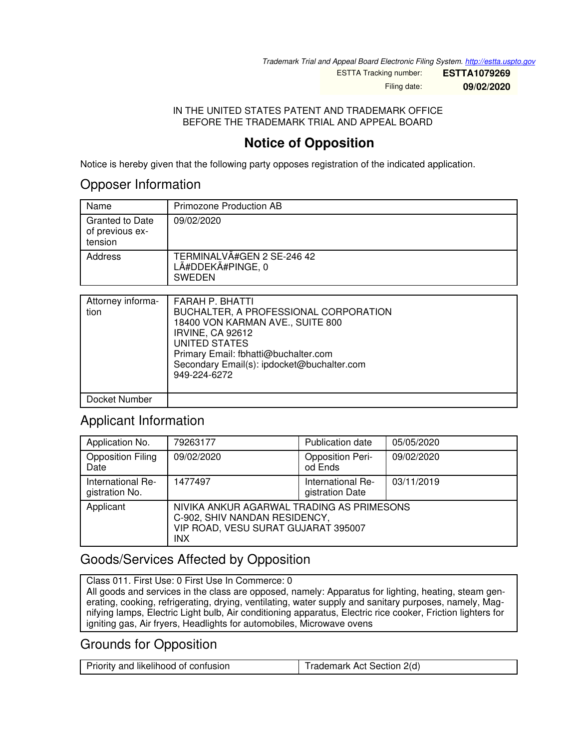*Trademark Trial and Appeal Board Electronic Filing System. http://estta.uspto.gov*

| ESTTA Tracking number: | **ESTTA1079269** |
|---|---|
| Filing date: | **09/02/2020** |

IN THE UNITED STATES PATENT AND TRADEMARK OFFICE
BEFORE THE TRADEMARK TRIAL AND APPEAL BOARD

# Notice of Opposition

Notice is hereby given that the following party opposes registration of the indicated application.

## Opposer Information

| Name | Primozone Production AB |
|---|---|
| Granted to Date of previous extension | 09/02/2020 |
| Address | TERMINALVÃ#GEN 2 SE-246 42<br>LÃ#DDEKÃ#PINGE, 0<br>SWEDEN |

| Attorney information | FARAH P. BHATTI<br>BUCHALTER, A PROFESSIONAL CORPORATION<br>18400 VON KARMAN AVE., SUITE 800<br>IRVINE, CA 92612<br>UNITED STATES<br>Primary Email: fbhatti@buchalter.com<br>Secondary Email(s): ipdocket@buchalter.com<br>949-224-6272 |
|---|---|
| Docket Number | |

## Applicant Information

| Application No. | 79263177 | Publication date | 05/05/2020 |
|---|---|---|---|
| Opposition Filing Date | 09/02/2020 | Opposition Period Ends | 09/02/2020 |
| International Registration No. | 1477497 | International Registration Date | 03/11/2019 |
| Applicant | NIVIKA ANKUR AGARWAL TRADING AS PRIMESONS<br>C-902, SHIV NANDAN RESIDENCY,<br>VIP ROAD, VESU SURAT GUJARAT 395007<br>INX | | |

## Goods/Services Affected by Opposition

Class 011. First Use: 0 First Use In Commerce: 0
All goods and services in the class are opposed, namely: Apparatus for lighting, heating, steam generating, cooking, refrigerating, drying, ventilating, water supply and sanitary purposes, namely, Magnifying lamps, Electric Light bulb, Air conditioning apparatus, Electric rice cooker, Friction lighters for igniting gas, Air fryers, Headlights for automobiles, Microwave ovens

## Grounds for Opposition

| Priority and likelihood of confusion | Trademark Act Section 2(d) |
|---|---|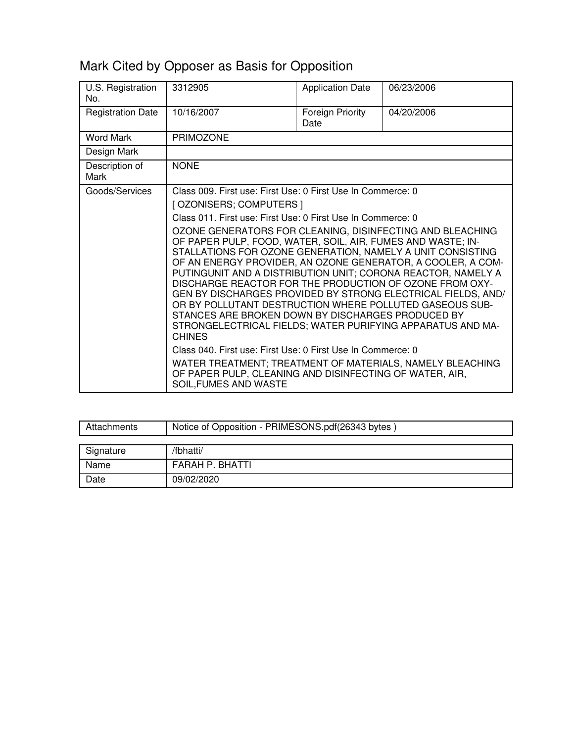## Mark Cited by Opposer as Basis for Opposition

| U.S. Registration No. | 3312905 | Application Date | 06/23/2006 |
|---|---|---|---|
| Registration Date | 10/16/2007 | Foreign Priority Date | 04/20/2006 |
| Word Mark | PRIMOZONE | | |
| Design Mark | | | |
| Description of Mark | NONE | | |
| Goods/Services | Class 009. First use: First Use: 0 First Use In Commerce: 0<br>[ OZONISERS; COMPUTERS ]<br>Class 011. First use: First Use: 0 First Use In Commerce: 0<br>OZONE GENERATORS FOR CLEANING, DISINFECTING AND BLEACHING OF PAPER PULP, FOOD, WATER, SOIL, AIR, FUMES AND WASTE; IN-STALLATIONS FOR OZONE GENERATION, NAMELY A UNIT CONSISTING OF AN ENERGY PROVIDER, AN OZONE GENERATOR, A COOLER, A COM-PUTINGUNIT AND A DISTRIBUTION UNIT; CORONA REACTOR, NAMELY A DISCHARGE REACTOR FOR THE PRODUCTION OF OZONE FROM OXY-GEN BY DISCHARGES PROVIDED BY STRONG ELECTRICAL FIELDS, AND/OR BY POLLUTANT DESTRUCTION WHERE POLLUTED GASEOUS SUB-STANCES ARE BROKEN DOWN BY DISCHARGES PRODUCED BY STRONGELECTRICAL FIELDS; WATER PURIFYING APPARATUS AND MA-CHINES<br>Class 040. First use: First Use: 0 First Use In Commerce: 0<br>WATER TREATMENT; TREATMENT OF MATERIALS, NAMELY BLEACHING OF PAPER PULP, CLEANING AND DISINFECTING OF WATER, AIR, SOIL,FUMES AND WASTE | | |

| Attachments | Notice of Opposition - PRIMESONS.pdf(26343 bytes ) |
|---|---|

| Signature | /fbhatti/ |
|---|---|
| Name | FARAH P. BHATTI |
| Date | 09/02/2020 |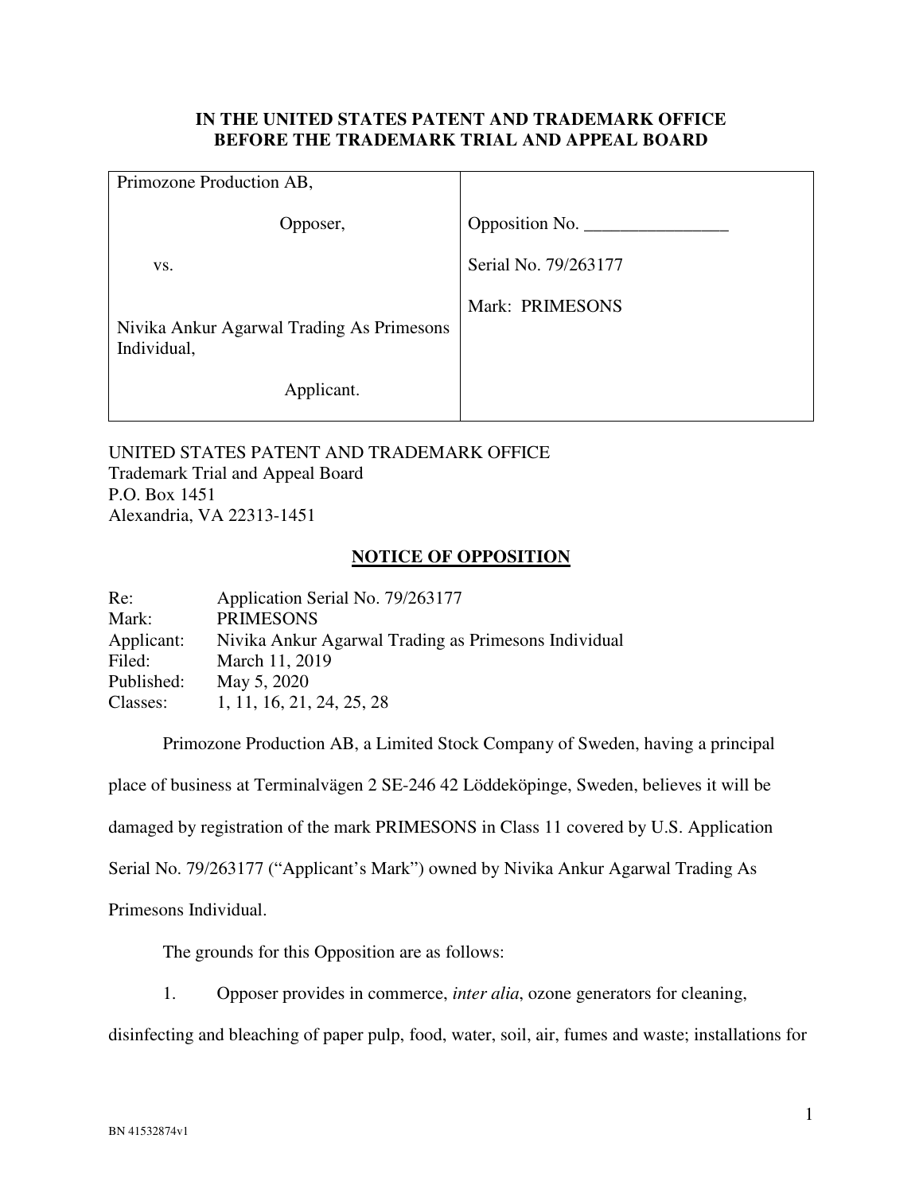**IN THE UNITED STATES PATENT AND TRADEMARK OFFICE**
**BEFORE THE TRADEMARK TRIAL AND APPEAL BOARD**

| | |
|---|---|
| Primozone Production AB,<br><br>Opposer,<br><br>vs.<br><br>Nivika Ankur Agarwal Trading As Primesons Individual,<br><br>Applicant. | Opposition No. ________________<br><br>Serial No. 79/263177<br><br>Mark: PRIMESONS |

UNITED STATES PATENT AND TRADEMARK OFFICE
Trademark Trial and Appeal Board
P.O. Box 1451
Alexandria, VA 22313-1451

## NOTICE OF OPPOSITION

Re: Application Serial No. 79/263177
Mark: PRIMESONS
Applicant: Nivika Ankur Agarwal Trading as Primesons Individual
Filed: March 11, 2019
Published: May 5, 2020
Classes: 1, 11, 16, 21, 24, 25, 28

Primozone Production AB, a Limited Stock Company of Sweden, having a principal place of business at Terminalvägen 2 SE-246 42 Löddeköpinge, Sweden, believes it will be damaged by registration of the mark PRIMESONS in Class 11 covered by U.S. Application Serial No. 79/263177 ("Applicant's Mark") owned by Nivika Ankur Agarwal Trading As Primesons Individual.

The grounds for this Opposition are as follows:

1. Opposer provides in commerce, *inter alia*, ozone generators for cleaning, disinfecting and bleaching of paper pulp, food, water, soil, air, fumes and waste; installations for

BN 41532874v1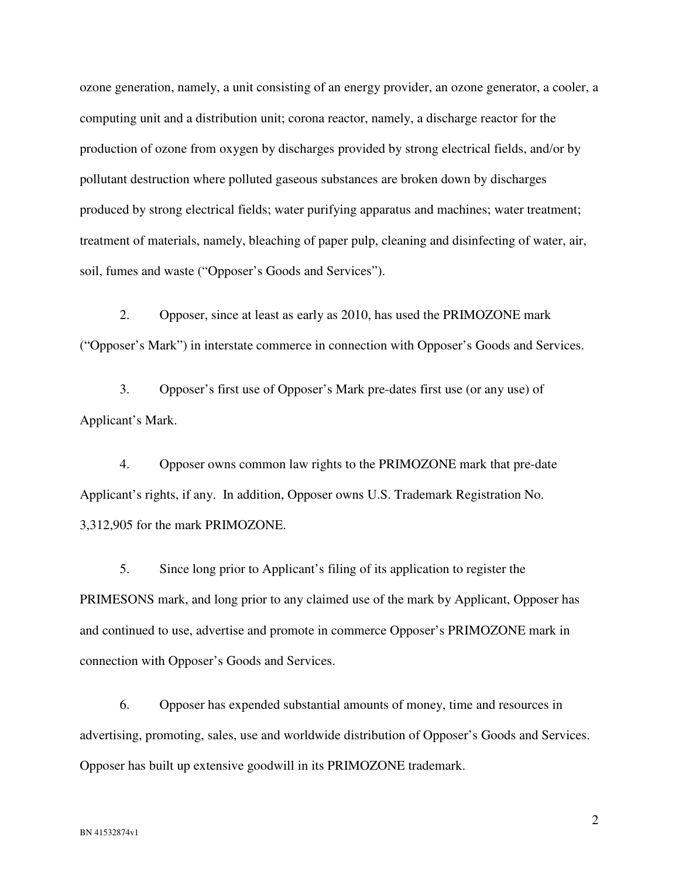ozone generation, namely, a unit consisting of an energy provider, an ozone generator, a cooler, a computing unit and a distribution unit; corona reactor, namely, a discharge reactor for the production of ozone from oxygen by discharges provided by strong electrical fields, and/or by pollutant destruction where polluted gaseous substances are broken down by discharges produced by strong electrical fields; water purifying apparatus and machines; water treatment; treatment of materials, namely, bleaching of paper pulp, cleaning and disinfecting of water, air, soil, fumes and waste ("Opposer's Goods and Services").

2. Opposer, since at least as early as 2010, has used the PRIMOZONE mark ("Opposer's Mark") in interstate commerce in connection with Opposer's Goods and Services.

3. Opposer's first use of Opposer's Mark pre-dates first use (or any use) of Applicant's Mark.

4. Opposer owns common law rights to the PRIMOZONE mark that pre-date Applicant's rights, if any. In addition, Opposer owns U.S. Trademark Registration No. 3,312,905 for the mark PRIMOZONE.

5. Since long prior to Applicant's filing of its application to register the PRIMESONS mark, and long prior to any claimed use of the mark by Applicant, Opposer has and continued to use, advertise and promote in commerce Opposer's PRIMOZONE mark in connection with Opposer's Goods and Services.

6. Opposer has expended substantial amounts of money, time and resources in advertising, promoting, sales, use and worldwide distribution of Opposer's Goods and Services. Opposer has built up extensive goodwill in its PRIMOZONE trademark.

BN 41532874v1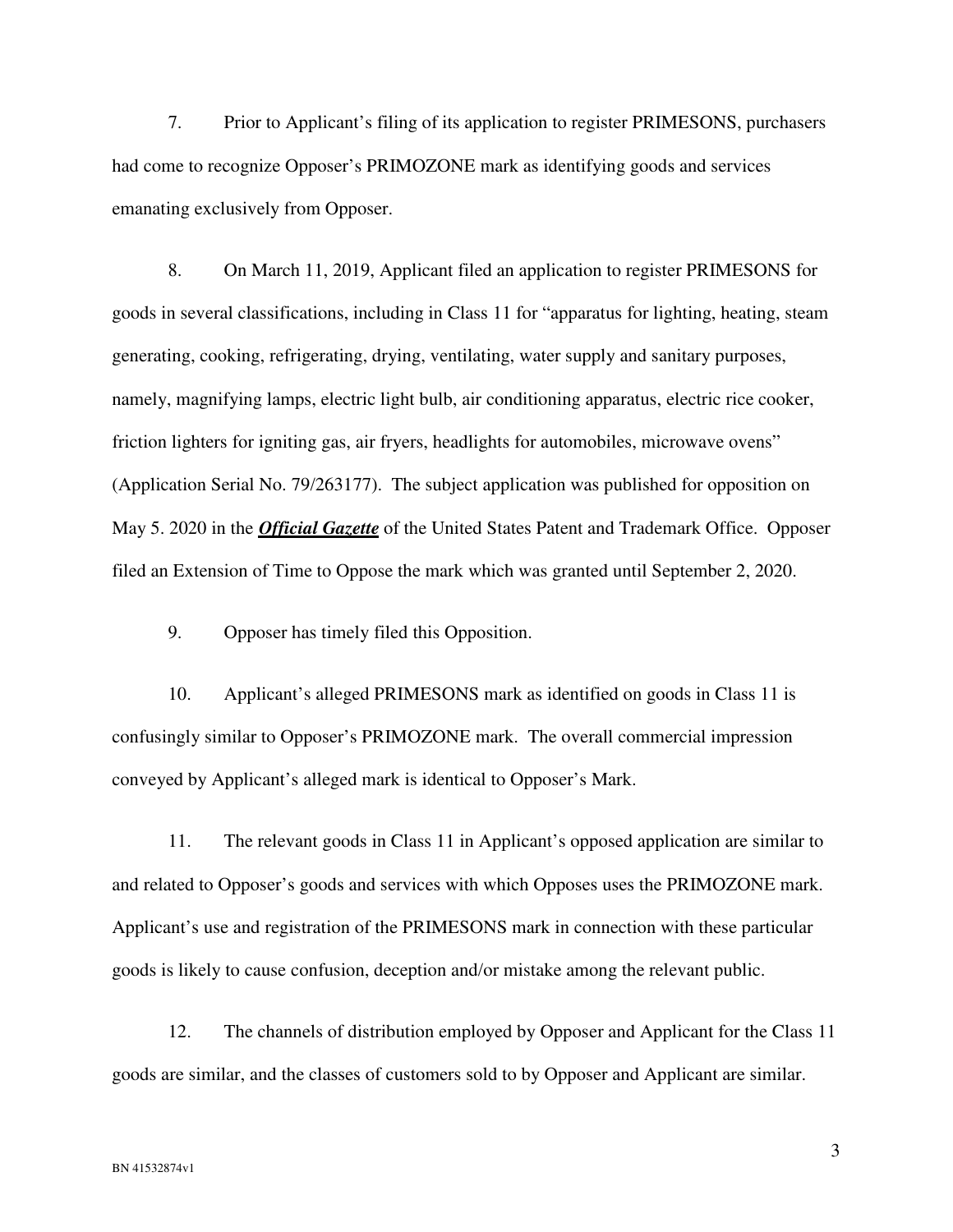7. Prior to Applicant's filing of its application to register PRIMESONS, purchasers had come to recognize Opposer's PRIMOZONE mark as identifying goods and services emanating exclusively from Opposer.

8. On March 11, 2019, Applicant filed an application to register PRIMESONS for goods in several classifications, including in Class 11 for "apparatus for lighting, heating, steam generating, cooking, refrigerating, drying, ventilating, water supply and sanitary purposes, namely, magnifying lamps, electric light bulb, air conditioning apparatus, electric rice cooker, friction lighters for igniting gas, air fryers, headlights for automobiles, microwave ovens" (Application Serial No. 79/263177). The subject application was published for opposition on May 5. 2020 in the ***Official Gazette*** of the United States Patent and Trademark Office. Opposer filed an Extension of Time to Oppose the mark which was granted until September 2, 2020.

9. Opposer has timely filed this Opposition.

10. Applicant's alleged PRIMESONS mark as identified on goods in Class 11 is confusingly similar to Opposer's PRIMOZONE mark. The overall commercial impression conveyed by Applicant's alleged mark is identical to Opposer's Mark.

11. The relevant goods in Class 11 in Applicant's opposed application are similar to and related to Opposer's goods and services with which Opposes uses the PRIMOZONE mark. Applicant's use and registration of the PRIMESONS mark in connection with these particular goods is likely to cause confusion, deception and/or mistake among the relevant public.

12. The channels of distribution employed by Opposer and Applicant for the Class 11 goods are similar, and the classes of customers sold to by Opposer and Applicant are similar.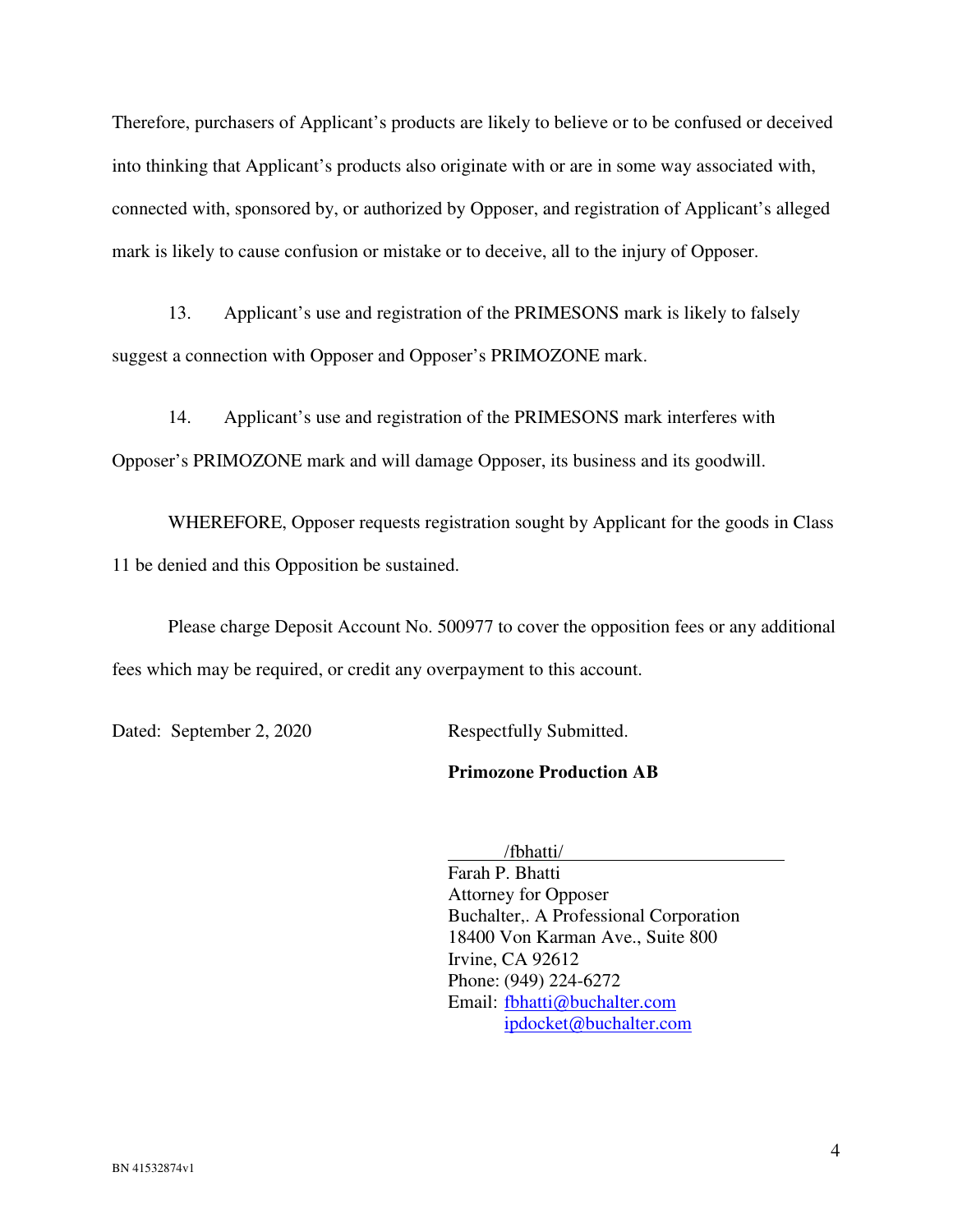Therefore, purchasers of Applicant's products are likely to believe or to be confused or deceived into thinking that Applicant's products also originate with or are in some way associated with, connected with, sponsored by, or authorized by Opposer, and registration of Applicant's alleged mark is likely to cause confusion or mistake or to deceive, all to the injury of Opposer.

13. Applicant's use and registration of the PRIMESONS mark is likely to falsely suggest a connection with Opposer and Opposer's PRIMOZONE mark.

14. Applicant's use and registration of the PRIMESONS mark interferes with Opposer's PRIMOZONE mark and will damage Opposer, its business and its goodwill.

WHEREFORE, Opposer requests registration sought by Applicant for the goods in Class 11 be denied and this Opposition be sustained.

Please charge Deposit Account No. 500977 to cover the opposition fees or any additional fees which may be required, or credit any overpayment to this account.

Dated: September 2, 2020

Respectfully Submitted.

**Primozone Production AB**

/fbhatti/
Farah P. Bhatti
Attorney for Opposer
Buchalter,. A Professional Corporation
18400 Von Karman Ave., Suite 800
Irvine, CA 92612
Phone: (949) 224-6272
Email: fbhatti@buchalter.com
ipdocket@buchalter.com

BN 41532874v1